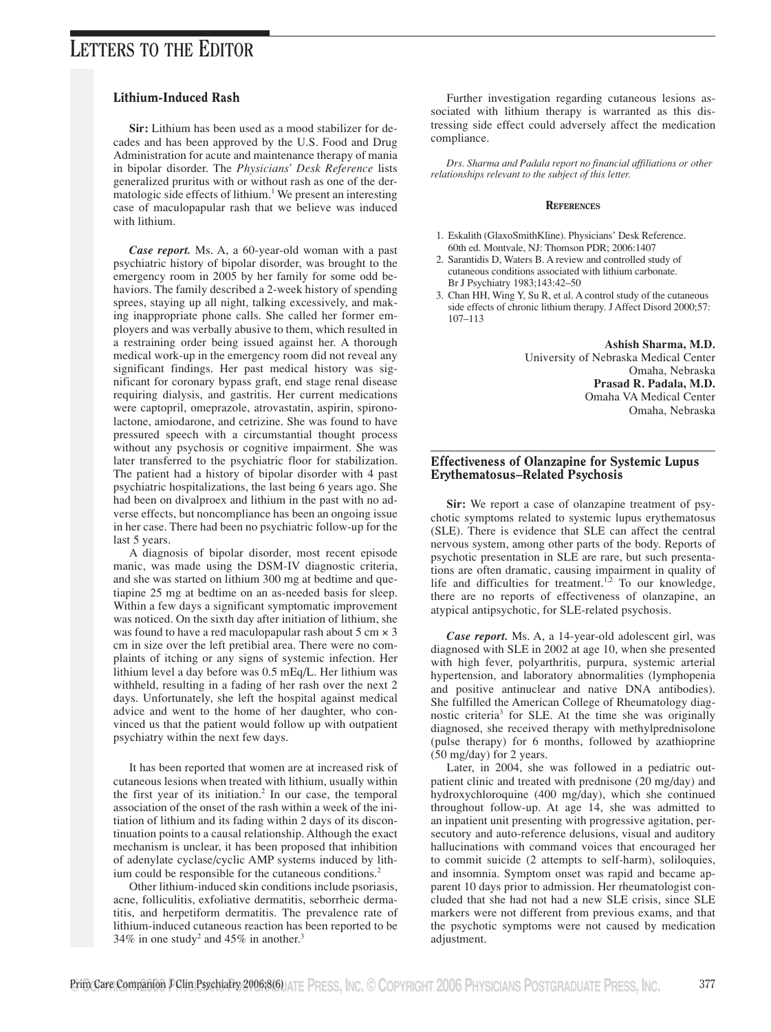# Letters to the Editor

## Lithium-Induced Rash

**Sir:** Lithium has been used as a mood stabilizer for decades and has been approved by the U.S. Food and Drug Administration for acute and maintenance therapy of mania in bipolar disorder. The *Physicians' Desk Reference* lists generalized pruritus with or without rash as one of the dermatologic side effects of lithium.[1] We present an interesting case of maculopapular rash that we believe was induced with lithium.

***Case report.*** Ms. A, a 60-year-old woman with a past psychiatric history of bipolar disorder, was brought to the emergency room in 2005 by her family for some odd behaviors. The family described a 2-week history of spending sprees, staying up all night, talking excessively, and making inappropriate phone calls. She called her former employers and was verbally abusive to them, which resulted in a restraining order being issued against her. A thorough medical work-up in the emergency room did not reveal any significant findings. Her past medical history was significant for coronary bypass graft, end stage renal disease requiring dialysis, and gastritis. Her current medications were captopril, omeprazole, atrovastatin, aspirin, spironolactone, amiodarone, and cetrizine. She was found to have pressured speech with a circumstantial thought process without any psychosis or cognitive impairment. She was later transferred to the psychiatric floor for stabilization. The patient had a history of bipolar disorder with 4 past psychiatric hospitalizations, the last being 6 years ago. She had been on divalproex and lithium in the past with no adverse effects, but noncompliance has been an ongoing issue in her case. There had been no psychiatric follow-up for the last 5 years.

A diagnosis of bipolar disorder, most recent episode manic, was made using the DSM-IV diagnostic criteria, and she was started on lithium 300 mg at bedtime and quetiapine 25 mg at bedtime on an as-needed basis for sleep. Within a few days a significant symptomatic improvement was noticed. On the sixth day after initiation of lithium, she was found to have a red maculopapular rash about 5 cm × 3 cm in size over the left pretibial area. There were no complaints of itching or any signs of systemic infection. Her lithium level a day before was 0.5 mEq/L. Her lithium was withheld, resulting in a fading of her rash over the next 2 days. Unfortunately, she left the hospital against medical advice and went to the home of her daughter, who convinced us that the patient would follow up with outpatient psychiatry within the next few days.

It has been reported that women are at increased risk of cutaneous lesions when treated with lithium, usually within the first year of its initiation.[2] In our case, the temporal association of the onset of the rash within a week of the initiation of lithium and its fading within 2 days of its discontinuation points to a causal relationship. Although the exact mechanism is unclear, it has been proposed that inhibition of adenylate cyclase/cyclic AMP systems induced by lithium could be responsible for the cutaneous conditions.[2]

Other lithium-induced skin conditions include psoriasis, acne, folliculitis, exfoliative dermatitis, seborrheic dermatitis, and herpetiform dermatitis. The prevalence rate of lithium-induced cutaneous reaction has been reported to be 34% in one study[2] and 45% in another.[3]

Further investigation regarding cutaneous lesions associated with lithium therapy is warranted as this distressing side effect could adversely affect the medication compliance.

*Drs. Sharma and Padala report no financial affiliations or other relationships relevant to the subject of this letter.*

### References

1. Eskalith (GlaxoSmithKline). Physicians' Desk Reference. 60th ed. Montvale, NJ: Thomson PDR; 2006:1407
2. Sarantidis D, Waters B. A review and controlled study of cutaneous conditions associated with lithium carbonate. Br J Psychiatry 1983;143:42–50
3. Chan HH, Wing Y, Su R, et al. A control study of the cutaneous side effects of chronic lithium therapy. J Affect Disord 2000;57:107–113

**Ashish Sharma, M.D.**
University of Nebraska Medical Center
Omaha, Nebraska
**Prasad R. Padala, M.D.**
Omaha VA Medical Center
Omaha, Nebraska

## Effectiveness of Olanzapine for Systemic Lupus Erythematosus–Related Psychosis

**Sir:** We report a case of olanzapine treatment of psychotic symptoms related to systemic lupus erythematosus (SLE). There is evidence that SLE can affect the central nervous system, among other parts of the body. Reports of psychotic presentation in SLE are rare, but such presentations are often dramatic, causing impairment in quality of life and difficulties for treatment.[1,2] To our knowledge, there are no reports of effectiveness of olanzapine, an atypical antipsychotic, for SLE-related psychosis.

***Case report.*** Ms. A, a 14-year-old adolescent girl, was diagnosed with SLE in 2002 at age 10, when she presented with high fever, polyarthritis, purpura, systemic arterial hypertension, and laboratory abnormalities (lymphopenia and positive antinuclear and native DNA antibodies). She fulfilled the American College of Rheumatology diagnostic criteria[3] for SLE. At the time she was originally diagnosed, she received therapy with methylprednisolone (pulse therapy) for 6 months, followed by azathioprine (50 mg/day) for 2 years.

Later, in 2004, she was followed in a pediatric outpatient clinic and treated with prednisone (20 mg/day) and hydroxychloroquine (400 mg/day), which she continued throughout follow-up. At age 14, she was admitted to an inpatient unit presenting with progressive agitation, persecutory and auto-referential delusions, visual and auditory hallucinations with command voices that encouraged her to commit suicide (2 attempts to self-harm), soliloquies, and insomnia. Symptom onset was rapid and became apparent 10 days prior to admission. Her rheumatologist concluded that she had not had a new SLE crisis, since SLE markers were not different from previous exams, and that the psychotic symptoms were not caused by medication adjustment.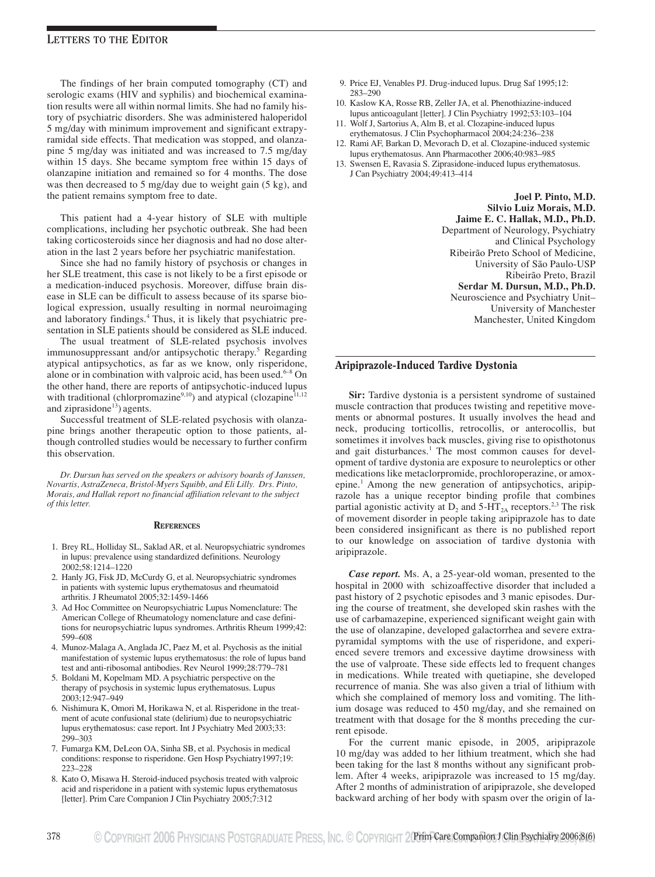The findings of her brain computed tomography (CT) and serologic exams (HIV and syphilis) and biochemical examination results were all within normal limits. She had no family history of psychiatric disorders. She was administered haloperidol 5 mg/day with minimum improvement and significant extrapyramidal side effects. That medication was stopped, and olanzapine 5 mg/day was initiated and was increased to 7.5 mg/day within 15 days. She became symptom free within 15 days of olanzapine initiation and remained so for 4 months. The dose was then decreased to 5 mg/day due to weight gain (5 kg), and the patient remains symptom free to date.

This patient had a 4-year history of SLE with multiple complications, including her psychotic outbreak. She had been taking corticosteroids since her diagnosis and had no dose alteration in the last 2 years before her psychiatric manifestation.

Since she had no family history of psychosis or changes in her SLE treatment, this case is not likely to be a first episode or a medication-induced psychosis. Moreover, diffuse brain disease in SLE can be difficult to assess because of its sparse biological expression, usually resulting in normal neuroimaging and laboratory findings.[4] Thus, it is likely that psychiatric presentation in SLE patients should be considered as SLE induced.

The usual treatment of SLE-related psychosis involves immunosuppressant and/or antipsychotic therapy.[5] Regarding atypical antipsychotics, as far as we know, only risperidone, alone or in combination with valproic acid, has been used.[6–8] On the other hand, there are reports of antipsychotic-induced lupus with traditional (chlorpromazine[9,10]) and atypical (clozapine[11,12] and ziprasidone[13]) agents.

Successful treatment of SLE-related psychosis with olanzapine brings another therapeutic option to those patients, although controlled studies would be necessary to further confirm this observation.

*Dr. Dursun has served on the speakers or advisory boards of Janssen, Novartis, AstraZeneca, Bristol-Myers Squibb, and Eli Lilly. Drs. Pinto, Morais, and Hallak report no financial affiliation relevant to the subject of this letter.*

### References

1. Brey RL, Holliday SL, Saklad AR, et al. Neuropsychiatric syndromes in lupus: prevalence using standardized definitions. Neurology 2002;58:1214–1220
2. Hanly JG, Fisk JD, McCurdy G, et al. Neuropsychiatric syndromes in patients with systemic lupus erythematosus and rheumatoid arthritis. J Rheumatol 2005;32:1459-1466
3. Ad Hoc Committee on Neuropsychiatric Lupus Nomenclature: The American College of Rheumatology nomenclature and case definitions for neuropsychiatric lupus syndromes. Arthritis Rheum 1999;42: 599–608
4. Munoz-Malaga A, Anglada JC, Paez M, et al. Psychosis as the initial manifestation of systemic lupus erythematosus: the role of lupus band test and anti-ribosomal antibodies. Rev Neurol 1999;28:779–781
5. Boldani M, Kopelmam MD. A psychiatric perspective on the therapy of psychosis in systemic lupus erythematosus. Lupus 2003;12:947–949
6. Nishimura K, Omori M, Horikawa N, et al. Risperidone in the treatment of acute confusional state (delirium) due to neuropsychiatric lupus erythematosus: case report. Int J Psychiatry Med 2003;33: 299–303
7. Fumarga KM, DeLeon OA, Sinha SB, et al. Psychosis in medical conditions: response to risperidone. Gen Hosp Psychiatry1997;19: 223–228
8. Kato O, Misawa H. Steroid-induced psychosis treated with valproic acid and risperidone in a patient with systemic lupus erythematosus [letter]. Prim Care Companion J Clin Psychiatry 2005;7:312
9. Price EJ, Venables PJ. Drug-induced lupus. Drug Saf 1995;12: 283–290
10. Kaslow KA, Rosse RB, Zeller JA, et al. Phenothiazine-induced lupus anticoagulant [letter]. J Clin Psychiatry 1992;53:103–104
11. Wolf J, Sartorius A, Alm B, et al. Clozapine-induced lupus erythematosus. J Clin Psychopharmacol 2004;24:236–238
12. Rami AF, Barkan D, Mevorach D, et al. Clozapine-induced systemic lupus erythematosus. Ann Pharmacother 2006;40:983–985
13. Swensen E, Ravasia S. Ziprasidone-induced lupus erythematosus. J Can Psychiatry 2004;49:413–414

**Joel P. Pinto, M.D.**
**Silvio Luiz Morais, M.D.**
**Jaime E. C. Hallak, M.D., Ph.D.**
Department of Neurology, Psychiatry and Clinical Psychology
Ribeirão Preto School of Medicine, University of São Paulo-USP
Ribeirão Preto, Brazil
**Serdar M. Dursun, M.D., Ph.D.**
Neuroscience and Psychiatry Unit–University of Manchester
Manchester, United Kingdom

## Aripiprazole-Induced Tardive Dystonia

**Sir:** Tardive dystonia is a persistent syndrome of sustained muscle contraction that produces twisting and repetitive movements or abnormal postures. It usually involves the head and neck, producing torticollis, retrocollis, or anterocollis, but sometimes it involves back muscles, giving rise to opisthotonus and gait disturbances.[1] The most common causes for development of tardive dystonia are exposure to neuroleptics or other medications like metaclorpromide, prochloroperazine, or amoxepine.[1] Among the new generation of antipsychotics, aripiprazole has a unique receptor binding profile that combines partial agonistic activity at $D_2$ and 5-$HT_{2A}$ receptors.[2,3] The risk of movement disorder in people taking aripiprazole has to date been considered insignificant as there is no published report to our knowledge on association of tardive dystonia with aripiprazole.

***Case report.*** Ms. A, a 25-year-old woman, presented to the hospital in 2000 with schizoaffective disorder that included a past history of 2 psychotic episodes and 3 manic episodes. During the course of treatment, she developed skin rashes with the use of carbamazepine, experienced significant weight gain with the use of olanzapine, developed galactorrhea and severe extrapyramidal symptoms with the use of risperidone, and experienced severe tremors and excessive daytime drowsiness with the use of valproate. These side effects led to frequent changes in medications. While treated with quetiapine, she developed recurrence of mania. She was also given a trial of lithium with which she complained of memory loss and vomiting. The lithium dosage was reduced to 450 mg/day, and she remained on treatment with that dosage for the 8 months preceding the current episode.

For the current manic episode, in 2005, aripiprazole 10 mg/day was added to her lithium treatment, which she had been taking for the last 8 months without any significant problem. After 4 weeks, aripiprazole was increased to 15 mg/day. After 2 months of administration of aripiprazole, she developed backward arching of her body with spasm over the origin of la-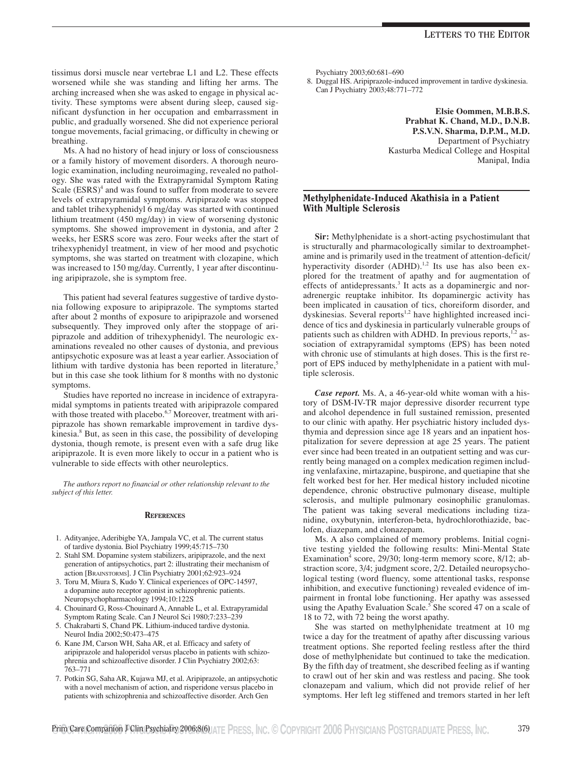tissimus dorsi muscle near vertebrae L1 and L2. These effects worsened while she was standing and lifting her arms. The arching increased when she was asked to engage in physical activity. These symptoms were absent during sleep, caused significant dysfunction in her occupation and embarrassment in public, and gradually worsened. She did not experience perioral tongue movements, facial grimacing, or difficulty in chewing or breathing.

Ms. A had no history of head injury or loss of consciousness or a family history of movement disorders. A thorough neurologic examination, including neuroimaging, revealed no pathology. She was rated with the Extrapyramidal Symptom Rating Scale (ESRS)[4] and was found to suffer from moderate to severe levels of extrapyramidal symptoms. Aripiprazole was stopped and tablet trihexyphenidyl 6 mg/day was started with continued lithium treatment (450 mg/day) in view of worsening dystonic symptoms. She showed improvement in dystonia, and after 2 weeks, her ESRS score was zero. Four weeks after the start of trihexyphenidyl treatment, in view of her mood and psychotic symptoms, she was started on treatment with clozapine, which was increased to 150 mg/day. Currently, 1 year after discontinuing aripiprazole, she is symptom free.

This patient had several features suggestive of tardive dystonia following exposure to aripiprazole. The symptoms started after about 2 months of exposure to aripiprazole and worsened subsequently. They improved only after the stoppage of aripiprazole and addition of trihexyphenidyl. The neurologic examinations revealed no other causes of dystonia, and previous antipsychotic exposure was at least a year earlier. Association of lithium with tardive dystonia has been reported in literature,[5] but in this case she took lithium for 8 months with no dystonic symptoms.

Studies have reported no increase in incidence of extrapyramidal symptoms in patients treated with aripiprazole compared with those treated with placebo.[6,7] Moreover, treatment with aripiprazole has shown remarkable improvement in tardive dyskinesia.[8] But, as seen in this case, the possibility of developing dystonia, though remote, is present even with a safe drug like aripiprazole. It is even more likely to occur in a patient who is vulnerable to side effects with other neuroleptics.

*The authors report no financial or other relationship relevant to the subject of this letter.*

### References

1. Adityanjee, Aderibigbe YA, Jampala VC, et al. The current status of tardive dystonia. Biol Psychiatry 1999;45:715–730
2. Stahl SM. Dopamine system stabilizers, aripiprazole, and the next generation of antipsychotics, part 2: illustrating their mechanism of action [BRAINSTORMS]. J Clin Psychiatry 2001;62:923–924
3. Toru M, Miura S, Kudo Y. Clinical experiences of OPC-14597, a dopamine auto receptor agonist in schizophrenic patients. Neuropsychopharmacology 1994;10:122S
4. Chouinard G, Ross-Chouinard A, Annable L, et al. Extrapyramidal Symptom Rating Scale. Can J Neurol Sci 1980;7:233–239
5. Chakrabarti S, Chand PK. Lithium-induced tardive dystonia. Neurol India 2002;50:473–475
6. Kane JM, Carson WH, Saha AR, et al. Efficacy and safety of aripiprazole and haloperidol versus placebo in patients with schizophrenia and schizoaffective disorder. J Clin Psychiatry 2002;63:763–771
7. Potkin SG, Saha AR, Kujawa MJ, et al. Aripiprazole, an antipsychotic with a novel mechanism of action, and risperidone versus placebo in patients with schizophrenia and schizoaffective disorder. Arch Gen Psychiatry 2003;60:681–690
8. Duggal HS. Aripiprazole-induced improvement in tardive dyskinesia. Can J Psychiatry 2003;48:771–772

**Elsie Oommen, M.B.B.S.**
**Prabhat K. Chand, M.D., D.N.B.**
**P.S.V.N. Sharma, D.P.M., M.D.**
Department of Psychiatry
Kasturba Medical College and Hospital
Manipal, India

## Methylphenidate-Induced Akathisia in a Patient With Multiple Sclerosis

**Sir:** Methylphenidate is a short-acting psychostimulant that is structurally and pharmacologically similar to dextroamphetamine and is primarily used in the treatment of attention-deficit/hyperactivity disorder (ADHD).[1,2] Its use has also been explored for the treatment of apathy and for augmentation of effects of antidepressants.[3] It acts as a dopaminergic and noradrenergic reuptake inhibitor. Its dopaminergic activity has been implicated in causation of tics, choreiform disorder, and dyskinesias. Several reports[1,2] have highlighted increased incidence of tics and dyskinesia in particularly vulnerable groups of patients such as children with ADHD. In previous reports,[1,2] association of extrapyramidal symptoms (EPS) has been noted with chronic use of stimulants at high doses. This is the first report of EPS induced by methylphenidate in a patient with multiple sclerosis.

***Case report.*** Ms. A, a 46-year-old white woman with a history of DSM-IV-TR major depressive disorder recurrent type and alcohol dependence in full sustained remission, presented to our clinic with apathy. Her psychiatric history included dysthymia and depression since age 18 years and an inpatient hospitalization for severe depression at age 25 years. The patient ever since had been treated in an outpatient setting and was currently being managed on a complex medication regimen including venlafaxine, mirtazapine, buspirone, and quetiapine that she felt worked best for her. Her medical history included nicotine dependence, chronic obstructive pulmonary disease, multiple sclerosis, and multiple pulmonary eosinophilic granulomas. The patient was taking several medications including tizanidine, oxybutynin, interferon-beta, hydrochlorothiazide, baclofen, diazepam, and clonazepam.

Ms. A also complained of memory problems. Initial cognitive testing yielded the following results: Mini-Mental State Examination[4] score, 29/30; long-term memory score, 8/12; abstraction score, 3/4; judgment score, 2/2. Detailed neuropsychological testing (word fluency, some attentional tasks, response inhibition, and executive functioning) revealed evidence of impairment in frontal lobe functioning. Her apathy was assessed using the Apathy Evaluation Scale.[5] She scored 47 on a scale of 18 to 72, with 72 being the worst apathy.

She was started on methylphenidate treatment at 10 mg twice a day for the treatment of apathy after discussing various treatment options. She reported feeling restless after the third dose of methylphenidate but continued to take the medication. By the fifth day of treatment, she described feeling as if wanting to crawl out of her skin and was restless and pacing. She took clonazepam and valium, which did not provide relief of her symptoms. Her left leg stiffened and tremors started in her left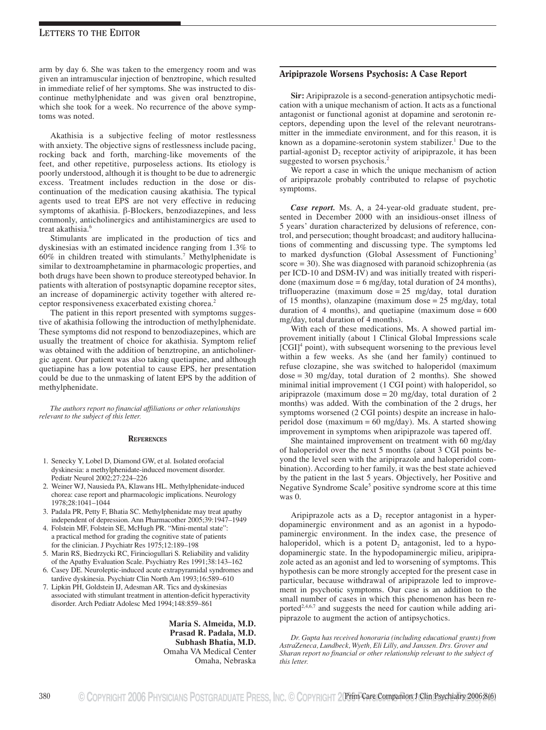arm by day 6. She was taken to the emergency room and was given an intramuscular injection of benztropine, which resulted in immediate relief of her symptoms. She was instructed to discontinue methylphenidate and was given oral benztropine, which she took for a week. No recurrence of the above symptoms was noted.

Akathisia is a subjective feeling of motor restlessness with anxiety. The objective signs of restlessness include pacing, rocking back and forth, marching-like movements of the feet, and other repetitive, purposeless actions. Its etiology is poorly understood, although it is thought to be due to adrenergic excess. Treatment includes reduction in the dose or discontinuation of the medication causing akathisia. The typical agents used to treat EPS are not very effective in reducing symptoms of akathisia. β-Blockers, benzodiazepines, and less commonly, anticholinergics and antihistaminergics are used to treat akathisia.[6]

Stimulants are implicated in the production of tics and dyskinesias with an estimated incidence ranging from 1.3% to 60% in children treated with stimulants.[7] Methylphenidate is similar to dextroamphetamine in pharmacologic properties, and both drugs have been shown to produce stereotyped behavior. In patients with alteration of postsynaptic dopamine receptor sites, an increase of dopaminergic activity together with altered receptor responsiveness exacerbated existing chorea.[2]

The patient in this report presented with symptoms suggestive of akathisia following the introduction of methylphenidate. These symptoms did not respond to benzodiazepines, which are usually the treatment of choice for akathisia. Symptom relief was obtained with the addition of benztropine, an anticholinergic agent. Our patient was also taking quetiapine, and although quetiapine has a low potential to cause EPS, her presentation could be due to the unmasking of latent EPS by the addition of methylphenidate.

*The authors report no financial affiliations or other relationships relevant to the subject of this letter.*

### References

1. Senecky Y, Lobel D, Diamond GW, et al. Isolated orofacial dyskinesia: a methylphenidate-induced movement disorder. Pediatr Neurol 2002;27:224–226
2. Weiner WJ, Nausieda PA, Klawans HL. Methylphenidate-induced chorea: case report and pharmacologic implications. Neurology 1978;28:1041–1044
3. Padala PR, Petty F, Bhatia SC. Methylphenidate may treat apathy independent of depression. Ann Pharmacother 2005;39:1947–1949
4. Folstein MF, Folstein SE, McHugh PR. "Mini-mental state": a practical method for grading the cognitive state of patients for the clinician. J Psychiatr Res 1975;12:189–198
5. Marin RS, Biedrzycki RC, Firinciogullari S. Reliability and validity of the Apathy Evaluation Scale. Psychiatry Res 1991;38:143–162
6. Casey DE. Neuroleptic-induced acute extrapyramidal syndromes and tardive dyskinesia. Psychiatr Clin North Am 1993;16:589–610
7. Lipkin PH, Goldstein IJ, Adesman AR. Tics and dyskinesias associated with stimulant treatment in attention-deficit hyperactivity disorder. Arch Pediatr Adolesc Med 1994;148:859–861

**Maria S. Almeida, M.D.**
**Prasad R. Padala, M.D.**
**Subhash Bhatia, M.D.**
Omaha VA Medical Center
Omaha, Nebraska

## Aripiprazole Worsens Psychosis: A Case Report

**Sir:** Aripiprazole is a second-generation antipsychotic medication with a unique mechanism of action. It acts as a functional antagonist or functional agonist at dopamine and serotonin receptors, depending upon the level of the relevant neurotransmitter in the immediate environment, and for this reason, it is known as a dopamine-serotonin system stabilizer.[1] Due to the partial-agonist $D_2$ receptor activity of aripiprazole, it has been suggested to worsen psychosis.[2]

We report a case in which the unique mechanism of action of aripiprazole probably contributed to relapse of psychotic symptoms.

***Case report.*** Ms. A, a 24-year-old graduate student, presented in December 2000 with an insidious-onset illness of 5 years' duration characterized by delusions of reference, control, and persecution; thought broadcast; and auditory hallucinations of commenting and discussing type. The symptoms led to marked dysfunction (Global Assessment of Functioning[3] score = 30). She was diagnosed with paranoid schizophrenia (as per ICD-10 and DSM-IV) and was initially treated with risperidone (maximum dose = 6 mg/day, total duration of 24 months), trifluoperazine (maximum dose = 25 mg/day, total duration of 15 months), olanzapine (maximum dose = 25 mg/day, total duration of 4 months), and quetiapine (maximum dose = 600 mg/day, total duration of 4 months).

With each of these medications, Ms. A showed partial improvement initially (about 1 Clinical Global Impressions scale [CGI][4] point), with subsequent worsening to the previous level within a few weeks. As she (and her family) continued to refuse clozapine, she was switched to haloperidol (maximum dose = 30 mg/day, total duration of 2 months). She showed minimal initial improvement (1 CGI point) with haloperidol, so aripiprazole (maximum dose = 20 mg/day, total duration of 2 months) was added. With the combination of the 2 drugs, her symptoms worsened (2 CGI points) despite an increase in haloperidol dose (maximum = 60 mg/day). Ms. A started showing improvement in symptoms when aripiprazole was tapered off.

She maintained improvement on treatment with 60 mg/day of haloperidol over the next 5 months (about 3 CGI points beyond the level seen with the aripiprazole and haloperidol combination). According to her family, it was the best state achieved by the patient in the last 5 years. Objectively, her Positive and Negative Syndrome Scale[5] positive syndrome score at this time was 0.

Aripiprazole acts as a $D_2$ receptor antagonist in a hyperdopaminergic environment and as an agonist in a hypodopaminergic environment. In the index case, the presence of haloperidol, which is a potent $D_2$ antagonist, led to a hypodopaminergic state. In the hypodopaminergic milieu, aripiprazole acted as an agonist and led to worsening of symptoms. This hypothesis can be more strongly accepted for the present case in particular, because withdrawal of aripiprazole led to improvement in psychotic symptoms. Our case is an addition to the small number of cases in which this phenomenon has been reported[2,4,6,7] and suggests the need for caution while adding aripiprazole to augment the action of antipsychotics.

*Dr. Gupta has received honoraria (including educational grants) from AstraZeneca, Lundbeck, Wyeth, Eli Lilly, and Janssen. Drs. Grover and Sharan report no financial or other relationship relevant to the subject of this letter.*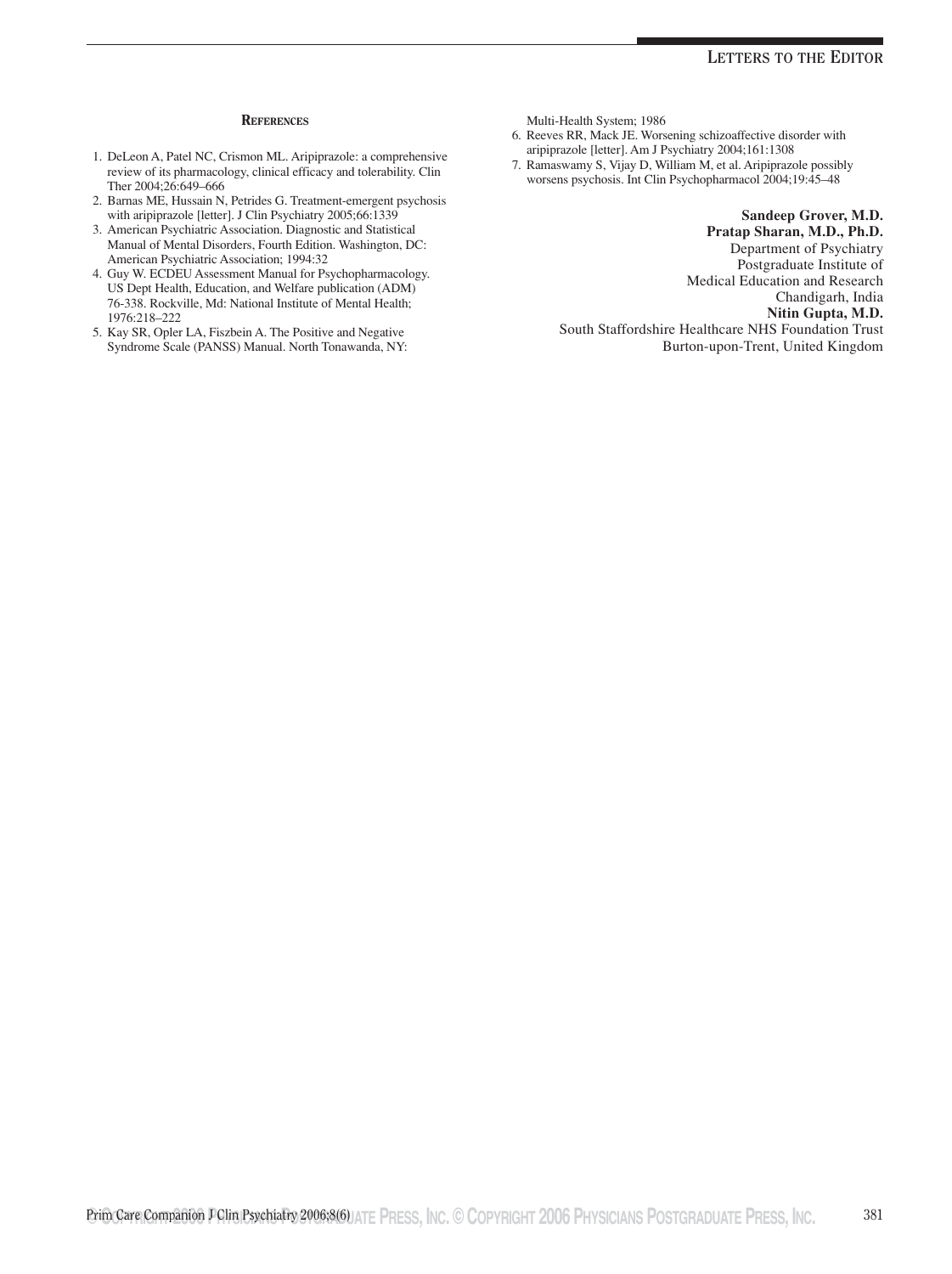#### References

1. DeLeon A, Patel NC, Crismon ML. Aripiprazole: a comprehensive review of its pharmacology, clinical efficacy and tolerability. Clin Ther 2004;26:649–666
2. Barnas ME, Hussain N, Petrides G. Treatment-emergent psychosis with aripiprazole [letter]. J Clin Psychiatry 2005;66:1339
3. American Psychiatric Association. Diagnostic and Statistical Manual of Mental Disorders, Fourth Edition. Washington, DC: American Psychiatric Association; 1994:32
4. Guy W. ECDEU Assessment Manual for Psychopharmacology. US Dept Health, Education, and Welfare publication (ADM) 76-338. Rockville, Md: National Institute of Mental Health; 1976:218–222
5. Kay SR, Opler LA, Fiszbein A. The Positive and Negative Syndrome Scale (PANSS) Manual. North Tonawanda, NY: Multi-Health System; 1986
6. Reeves RR, Mack JE. Worsening schizoaffective disorder with aripiprazole [letter]. Am J Psychiatry 2004;161:1308
7. Ramaswamy S, Vijay D, William M, et al. Aripiprazole possibly worsens psychosis. Int Clin Psychopharmacol 2004;19:45–48

**Sandeep Grover, M.D.**
**Pratap Sharan, M.D., Ph.D.**
Department of Psychiatry
Postgraduate Institute of
Medical Education and Research
Chandigarh, India
**Nitin Gupta, M.D.**
South Staffordshire Healthcare NHS Foundation Trust
Burton-upon-Trent, United Kingdom